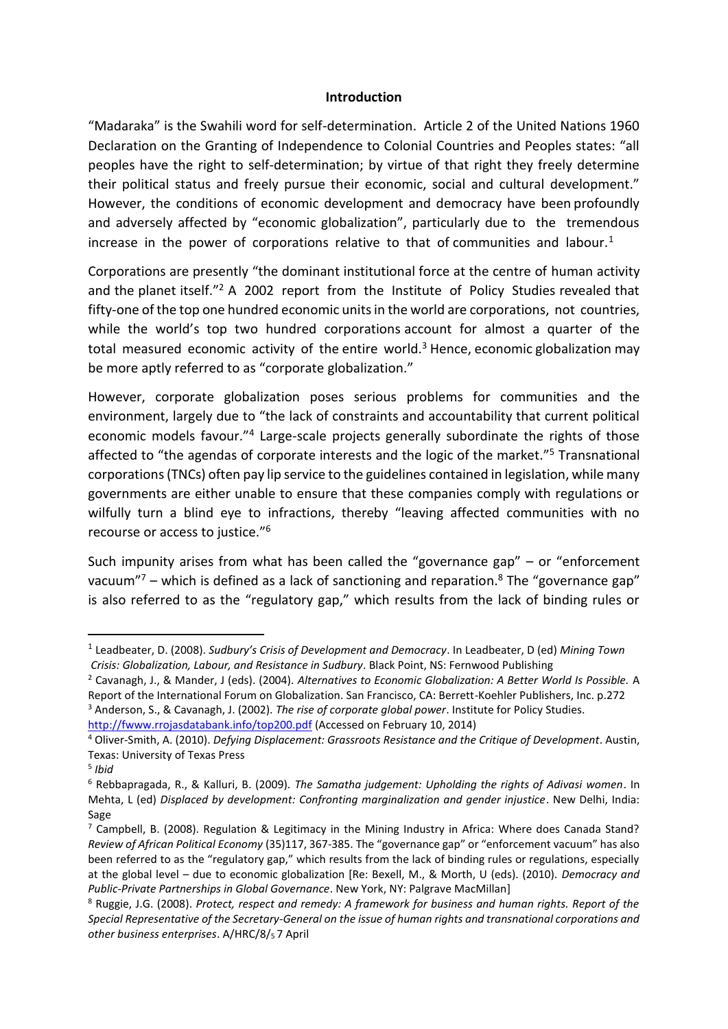## Introduction

"Madaraka" is the Swahili word for self-determination. Article 2 of the United Nations 1960 Declaration on the Granting of Independence to Colonial Countries and Peoples states: "all peoples have the right to self-determination; by virtue of that right they freely determine their political status and freely pursue their economic, social and cultural development." However, the conditions of economic development and democracy have been profoundly and adversely affected by "economic globalization", particularly due to the tremendous increase in the power of corporations relative to that of communities and labour.[1]

Corporations are presently "the dominant institutional force at the centre of human activity and the planet itself."[2] A 2002 report from the Institute of Policy Studies revealed that fifty-one of the top one hundred economic units in the world are corporations, not countries, while the world's top two hundred corporations account for almost a quarter of the total measured economic activity of the entire world.[3] Hence, economic globalization may be more aptly referred to as "corporate globalization."

However, corporate globalization poses serious problems for communities and the environment, largely due to "the lack of constraints and accountability that current political economic models favour."[4] Large-scale projects generally subordinate the rights of those affected to "the agendas of corporate interests and the logic of the market."[5] Transnational corporations (TNCs) often pay lip service to the guidelines contained in legislation, while many governments are either unable to ensure that these companies comply with regulations or wilfully turn a blind eye to infractions, thereby "leaving affected communities with no recourse or access to justice."[6]

Such impunity arises from what has been called the "governance gap" – or "enforcement vacuum"[7] – which is defined as a lack of sanctioning and reparation.[8] The "governance gap" is also referred to as the "regulatory gap," which results from the lack of binding rules or

---

[1] Leadbeater, D. (2008). *Sudbury's Crisis of Development and Democracy*. In Leadbeater, D (ed) *Mining Town Crisis: Globalization, Labour, and Resistance in Sudbury*. Black Point, NS: Fernwood Publishing

[2] Cavanagh, J., & Mander, J (eds). (2004). *Alternatives to Economic Globalization: A Better World Is Possible.* A Report of the International Forum on Globalization. San Francisco, CA: Berrett-Koehler Publishers, Inc. p.272

[3] Anderson, S., & Cavanagh, J. (2002). *The rise of corporate global power*. Institute for Policy Studies. http://fwww.rrojasdatabank.info/top200.pdf (Accessed on February 10, 2014)

[4] Oliver-Smith, A. (2010). *Defying Displacement: Grassroots Resistance and the Critique of Development*. Austin, Texas: University of Texas Press

[5] *Ibid*

[6] Rebbapragada, R., & Kalluri, B. (2009). *The Samatha judgement: Upholding the rights of Adivasi women*. In Mehta, L (ed) *Displaced by development: Confronting marginalization and gender injustice*. New Delhi, India: Sage

[7] Campbell, B. (2008). Regulation & Legitimacy in the Mining Industry in Africa: Where does Canada Stand? *Review of African Political Economy* (35)117, 367-385. The "governance gap" or "enforcement vacuum" has also been referred to as the "regulatory gap," which results from the lack of binding rules or regulations, especially at the global level – due to economic globalization [Re: Bexell, M., & Morth, U (eds). (2010). *Democracy and Public-Private Partnerships in Global Governance*. New York, NY: Palgrave MacMillan]

[8] Ruggie, J.G. (2008). *Protect, respect and remedy: A framework for business and human rights. Report of the Special Representative of the Secretary-General on the issue of human rights and transnational corporations and other business enterprises*. A/HRC/8/5 7 April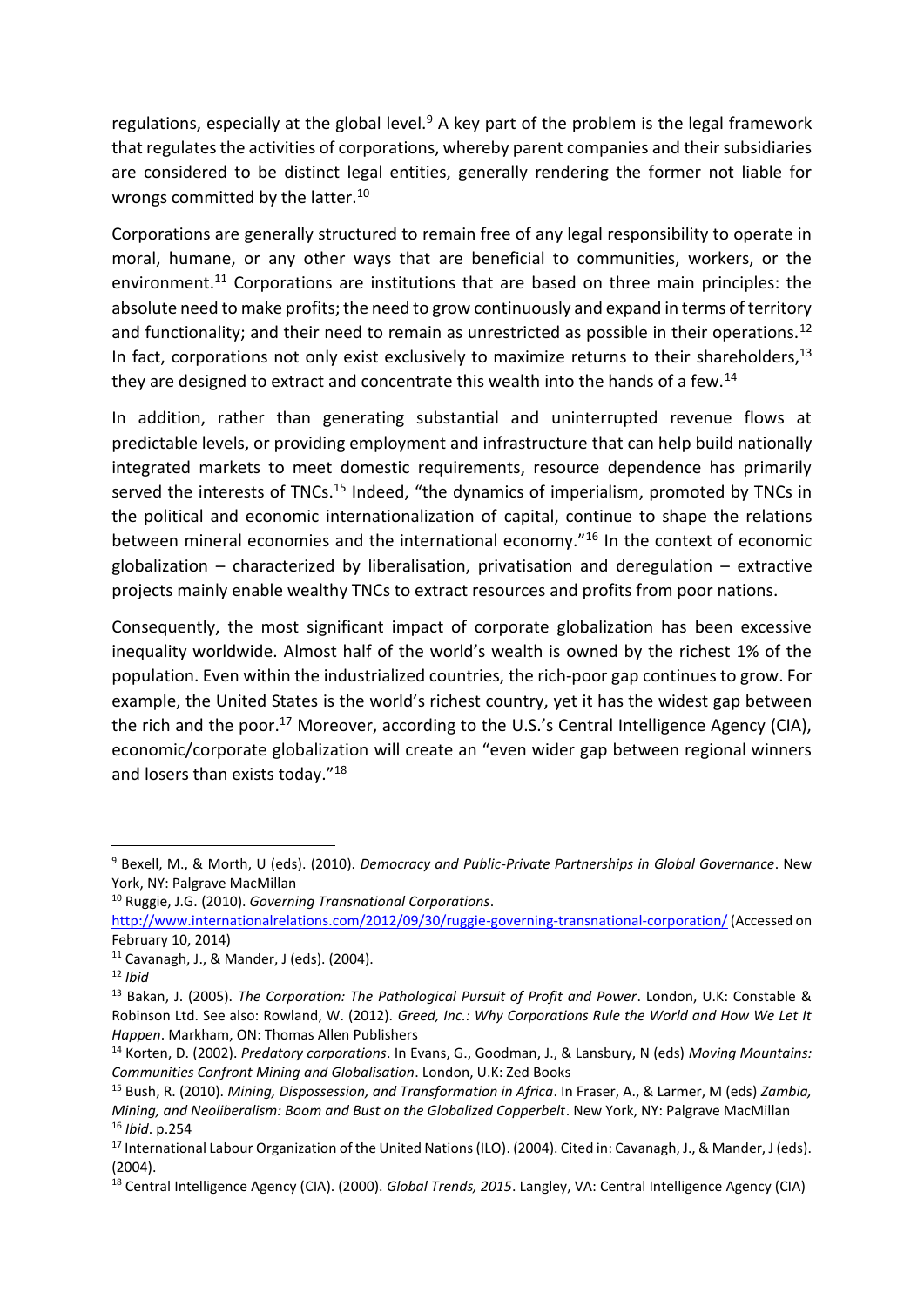regulations, especially at the global level.[9] A key part of the problem is the legal framework that regulates the activities of corporations, whereby parent companies and their subsidiaries are considered to be distinct legal entities, generally rendering the former not liable for wrongs committed by the latter.[10]

Corporations are generally structured to remain free of any legal responsibility to operate in moral, humane, or any other ways that are beneficial to communities, workers, or the environment.[11] Corporations are institutions that are based on three main principles: the absolute need to make profits; the need to grow continuously and expand in terms of territory and functionality; and their need to remain as unrestricted as possible in their operations.[12] In fact, corporations not only exist exclusively to maximize returns to their shareholders,[13] they are designed to extract and concentrate this wealth into the hands of a few.[14]

In addition, rather than generating substantial and uninterrupted revenue flows at predictable levels, or providing employment and infrastructure that can help build nationally integrated markets to meet domestic requirements, resource dependence has primarily served the interests of TNCs.[15] Indeed, "the dynamics of imperialism, promoted by TNCs in the political and economic internationalization of capital, continue to shape the relations between mineral economies and the international economy."[16] In the context of economic globalization – characterized by liberalisation, privatisation and deregulation – extractive projects mainly enable wealthy TNCs to extract resources and profits from poor nations.

Consequently, the most significant impact of corporate globalization has been excessive inequality worldwide. Almost half of the world's wealth is owned by the richest 1% of the population. Even within the industrialized countries, the rich-poor gap continues to grow. For example, the United States is the world's richest country, yet it has the widest gap between the rich and the poor.[17] Moreover, according to the U.S.'s Central Intelligence Agency (CIA), economic/corporate globalization will create an "even wider gap between regional winners and losers than exists today."[18]

---

[9] Bexell, M., & Morth, U (eds). (2010). *Democracy and Public-Private Partnerships in Global Governance*. New York, NY: Palgrave MacMillan

[10] Ruggie, J.G. (2010). *Governing Transnational Corporations*. http://www.internationalrelations.com/2012/09/30/ruggie-governing-transnational-corporation/ (Accessed on February 10, 2014)

[11] Cavanagh, J., & Mander, J (eds). (2004).

[12] *Ibid*

[13] Bakan, J. (2005). *The Corporation: The Pathological Pursuit of Profit and Power*. London, U.K: Constable & Robinson Ltd. See also: Rowland, W. (2012). *Greed, Inc.: Why Corporations Rule the World and How We Let It Happen*. Markham, ON: Thomas Allen Publishers

[14] Korten, D. (2002). *Predatory corporations*. In Evans, G., Goodman, J., & Lansbury, N (eds) *Moving Mountains: Communities Confront Mining and Globalisation*. London, U.K: Zed Books

[15] Bush, R. (2010). *Mining, Dispossession, and Transformation in Africa*. In Fraser, A., & Larmer, M (eds) *Zambia, Mining, and Neoliberalism: Boom and Bust on the Globalized Copperbelt*. New York, NY: Palgrave MacMillan

[16] *Ibid*. p.254

[17] International Labour Organization of the United Nations (ILO). (2004). Cited in: Cavanagh, J., & Mander, J (eds). (2004).

[18] Central Intelligence Agency (CIA). (2000). *Global Trends, 2015*. Langley, VA: Central Intelligence Agency (CIA)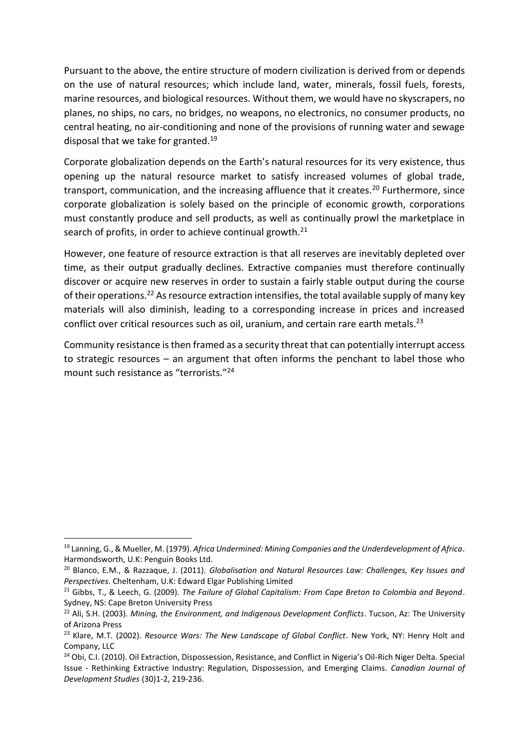Pursuant to the above, the entire structure of modern civilization is derived from or depends on the use of natural resources; which include land, water, minerals, fossil fuels, forests, marine resources, and biological resources. Without them, we would have no skyscrapers, no planes, no ships, no cars, no bridges, no weapons, no electronics, no consumer products, no central heating, no air-conditioning and none of the provisions of running water and sewage disposal that we take for granted.[19]

Corporate globalization depends on the Earth's natural resources for its very existence, thus opening up the natural resource market to satisfy increased volumes of global trade, transport, communication, and the increasing affluence that it creates.[20] Furthermore, since corporate globalization is solely based on the principle of economic growth, corporations must constantly produce and sell products, as well as continually prowl the marketplace in search of profits, in order to achieve continual growth.[21]

However, one feature of resource extraction is that all reserves are inevitably depleted over time, as their output gradually declines. Extractive companies must therefore continually discover or acquire new reserves in order to sustain a fairly stable output during the course of their operations.[22] As resource extraction intensifies, the total available supply of many key materials will also diminish, leading to a corresponding increase in prices and increased conflict over critical resources such as oil, uranium, and certain rare earth metals.[23]

Community resistance is then framed as a security threat that can potentially interrupt access to strategic resources – an argument that often informs the penchant to label those who mount such resistance as "terrorists."[24]

---

[19] Lanning, G., & Mueller, M. (1979). *Africa Undermined: Mining Companies and the Underdevelopment of Africa*. Harmondsworth, U.K: Penguin Books Ltd.

[20] Blanco, E.M., & Razzaque, J. (2011). *Globalisation and Natural Resources Law: Challenges, Key Issues and Perspectives*. Cheltenham, U.K: Edward Elgar Publishing Limited

[21] Gibbs, T., & Leech, G. (2009). *The Failure of Global Capitalism: From Cape Breton to Colombia and Beyond*. Sydney, NS: Cape Breton University Press

[22] Ali, S.H. (2003). *Mining, the Environment, and Indigenous Development Conflicts*. Tucson, Az: The University of Arizona Press

[23] Klare, M.T. (2002). *Resource Wars: The New Landscape of Global Conflict*. New York, NY: Henry Holt and Company, LLC

[24] Obi, C.I. (2010). Oil Extraction, Dispossession, Resistance, and Conflict in Nigeria's Oil-Rich Niger Delta. Special Issue - Rethinking Extractive Industry: Regulation, Dispossession, and Emerging Claims. *Canadian Journal of Development Studies* (30)1-2, 219-236.